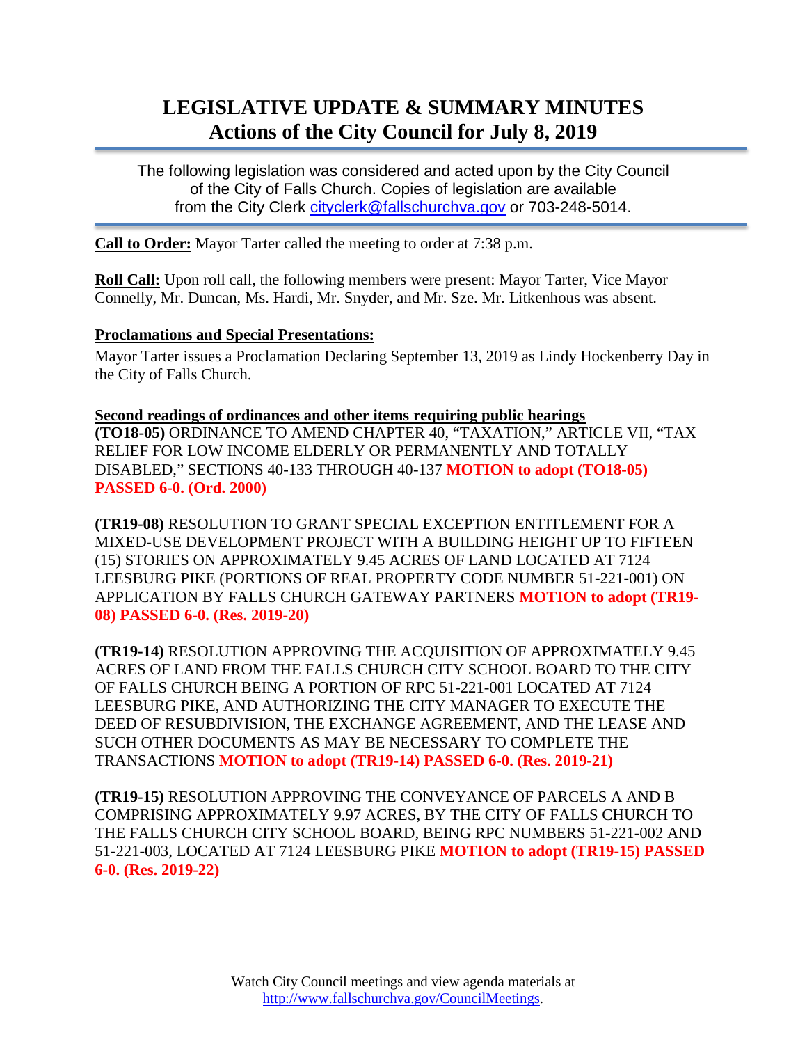# LEGISLATIVE UPDATE & SUMMARY MINUTES
## Actions of the City Council for July 8, 2019

The following legislation was considered and acted upon by the City Council of the City of Falls Church. Copies of legislation are available from the City Clerk cityclerk@fallschurchva.gov or 703-248-5014.

**Call to Order:** Mayor Tarter called the meeting to order at 7:38 p.m.

**Roll Call:** Upon roll call, the following members were present: Mayor Tarter, Vice Mayor Connelly, Mr. Duncan, Ms. Hardi, Mr. Snyder, and Mr. Sze. Mr. Litkenhous was absent.

**Proclamations and Special Presentations:**

Mayor Tarter issues a Proclamation Declaring September 13, 2019 as Lindy Hockenberry Day in the City of Falls Church.

**Second readings of ordinances and other items requiring public hearings**

**(TO18-05)** ORDINANCE TO AMEND CHAPTER 40, "TAXATION," ARTICLE VII, "TAX RELIEF FOR LOW INCOME ELDERLY OR PERMANENTLY AND TOTALLY DISABLED," SECTIONS 40-133 THROUGH 40-137 **MOTION to adopt (TO18-05) PASSED 6-0. (Ord. 2000)**

**(TR19-08)** RESOLUTION TO GRANT SPECIAL EXCEPTION ENTITLEMENT FOR A MIXED-USE DEVELOPMENT PROJECT WITH A BUILDING HEIGHT UP TO FIFTEEN (15) STORIES ON APPROXIMATELY 9.45 ACRES OF LAND LOCATED AT 7124 LEESBURG PIKE (PORTIONS OF REAL PROPERTY CODE NUMBER 51-221-001) ON APPLICATION BY FALLS CHURCH GATEWAY PARTNERS **MOTION to adopt (TR19-08) PASSED 6-0. (Res. 2019-20)**

**(TR19-14)** RESOLUTION APPROVING THE ACQUISITION OF APPROXIMATELY 9.45 ACRES OF LAND FROM THE FALLS CHURCH CITY SCHOOL BOARD TO THE CITY OF FALLS CHURCH BEING A PORTION OF RPC 51-221-001 LOCATED AT 7124 LEESBURG PIKE, AND AUTHORIZING THE CITY MANAGER TO EXECUTE THE DEED OF RESUBDIVISION, THE EXCHANGE AGREEMENT, AND THE LEASE AND SUCH OTHER DOCUMENTS AS MAY BE NECESSARY TO COMPLETE THE TRANSACTIONS **MOTION to adopt (TR19-14) PASSED 6-0. (Res. 2019-21)**

**(TR19-15)** RESOLUTION APPROVING THE CONVEYANCE OF PARCELS A AND B COMPRISING APPROXIMATELY 9.97 ACRES, BY THE CITY OF FALLS CHURCH TO THE FALLS CHURCH CITY SCHOOL BOARD, BEING RPC NUMBERS 51-221-002 AND 51-221-003, LOCATED AT 7124 LEESBURG PIKE **MOTION to adopt (TR19-15) PASSED 6-0. (Res. 2019-22)**

Watch City Council meetings and view agenda materials at http://www.fallschurchva.gov/CouncilMeetings.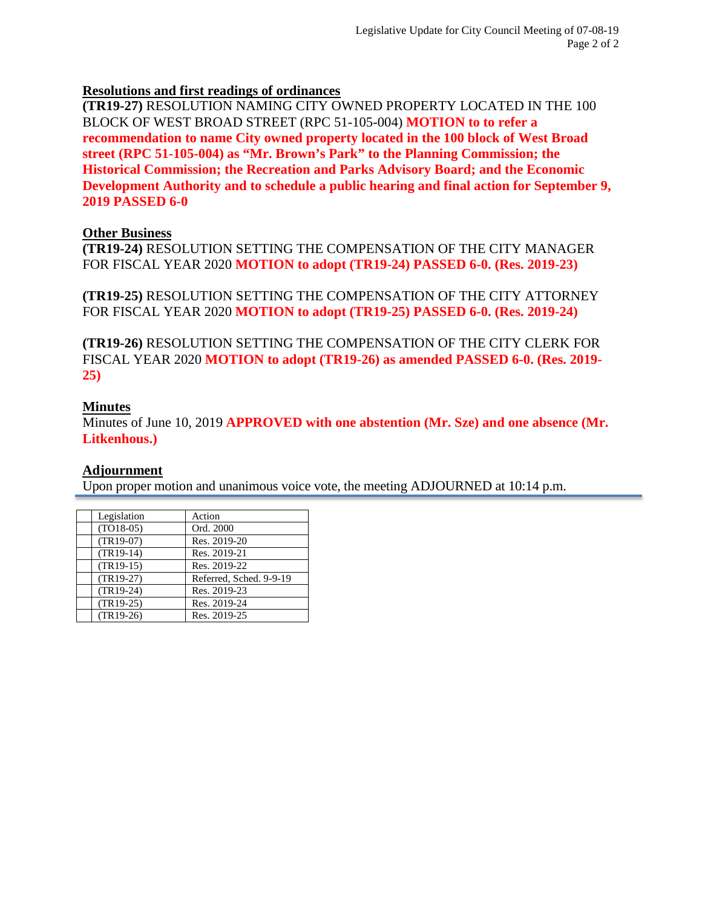## Resolutions and first readings of ordinances

**(TR19-27)** RESOLUTION NAMING CITY OWNED PROPERTY LOCATED IN THE 100 BLOCK OF WEST BROAD STREET (RPC 51-105-004) **MOTION to to refer a recommendation to name City owned property located in the 100 block of West Broad street (RPC 51-105-004) as "Mr. Brown's Park" to the Planning Commission; the Historical Commission; the Recreation and Parks Advisory Board; and the Economic Development Authority and to schedule a public hearing and final action for September 9, 2019 PASSED 6-0**

## Other Business

**(TR19-24)** RESOLUTION SETTING THE COMPENSATION OF THE CITY MANAGER FOR FISCAL YEAR 2020 **MOTION to adopt (TR19-24) PASSED 6-0. (Res. 2019-23)**

**(TR19-25)** RESOLUTION SETTING THE COMPENSATION OF THE CITY ATTORNEY FOR FISCAL YEAR 2020 **MOTION to adopt (TR19-25) PASSED 6-0. (Res. 2019-24)**

**(TR19-26)** RESOLUTION SETTING THE COMPENSATION OF THE CITY CLERK FOR FISCAL YEAR 2020 **MOTION to adopt (TR19-26) as amended PASSED 6-0. (Res. 2019-25)**

## Minutes

Minutes of June 10, 2019 **APPROVED with one abstention (Mr. Sze) and one absence (Mr. Litkenhous.)**

## Adjournment

Upon proper motion and unanimous voice vote, the meeting ADJOURNED at 10:14 p.m.

| | Legislation | Action |
|---|---|---|
| | (TO18-05) | Ord. 2000 |
| | (TR19-07) | Res. 2019-20 |
| | (TR19-14) | Res. 2019-21 |
| | (TR19-15) | Res. 2019-22 |
| | (TR19-27) | Referred, Sched. 9-9-19 |
| | (TR19-24) | Res. 2019-23 |
| | (TR19-25) | Res. 2019-24 |
| | (TR19-26) | Res. 2019-25 |